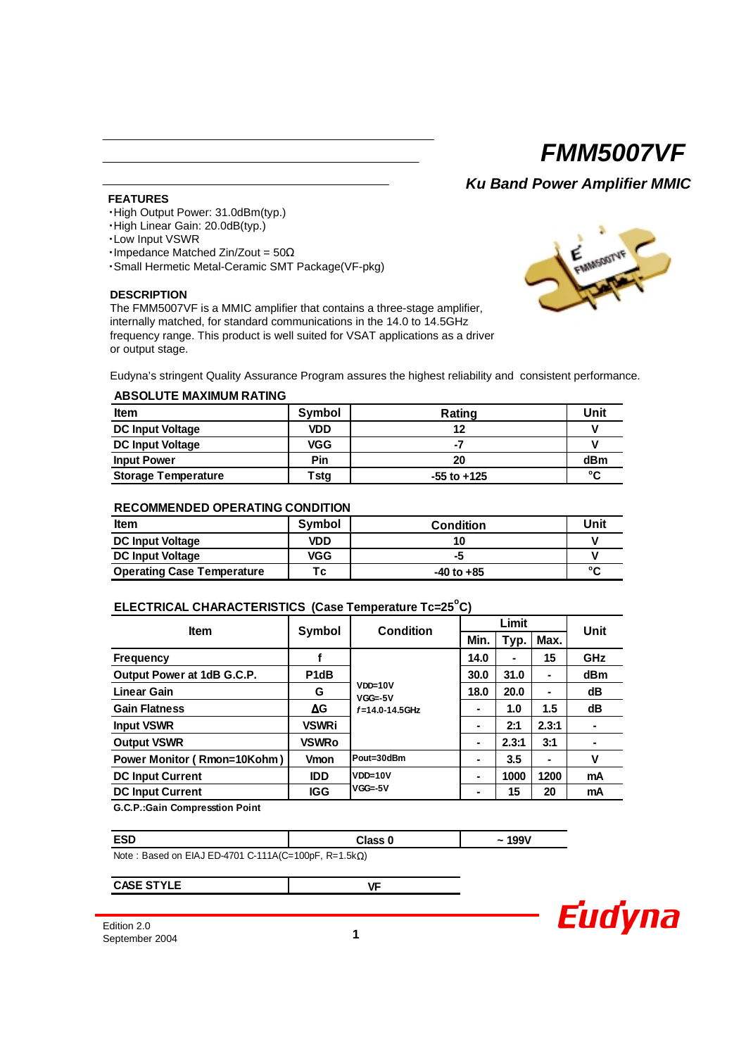# FMM5007VF

## Ku Band Power Amplifier MMIC

### FEATURES

- High Output Power: 31.0dBm(typ.)
- High Linear Gain: 20.0dB(typ.)
- Low Input VSWR
- Impedance Matched Zin/Zout = 50Ω
- Small Hermetic Metal-Ceramic SMT Package(VF-pkg)

### DESCRIPTION

The FMM5007VF is a MMIC amplifier that contains a three-stage amplifier, internally matched, for standard communications in the 14.0 to 14.5GHz frequency range. This product is well suited for VSAT applications as a driver or output stage.

Eudyna's stringent Quality Assurance Program assures the highest reliability and consistent performance.

### ABSOLUTE MAXIMUM RATING

| Item | Symbol | Rating | Unit |
|---|---|---|---|
| DC Input Voltage | VDD | 12 | V |
| DC Input Voltage | VGG | -7 | V |
| Input Power | Pin | 20 | dBm |
| Storage Temperature | Tstg | -55 to +125 | °C |

### RECOMMENDED OPERATING CONDITION

| Item | Symbol | Condition | Unit |
|---|---|---|---|
| DC Input Voltage | VDD | 10 | V |
| DC Input Voltage | VGG | -5 | V |
| Operating Case Temperature | Tc | -40 to +85 | °C |

### ELECTRICAL CHARACTERISTICS (Case Temperature Tc=25°C)

| Item | Symbol | Condition | Limit | | | Unit |
|---|---|---|---|---|---|---|
| | | | Min. | Typ. | Max. | |
| Frequency | f | VDD=10V VGG=-5V f=14.0-14.5GHz | 14.0 | - | 15 | GHz |
| Output Power at 1dB G.C.P. | P1dB | | 30.0 | 31.0 | - | dBm |
| Linear Gain | G | | 18.0 | 20.0 | - | dB |
| Gain Flatness | ΔG | | - | 1.0 | 1.5 | dB |
| Input VSWR | VSWRi | | - | 2:1 | 2.3:1 | - |
| Output VSWR | VSWRo | | - | 2.3:1 | 3:1 | - |
| Power Monitor ( Rmon=10Kohm ) | Vmon | Pout=30dBm | - | 3.5 | - | V |
| DC Input Current | IDD | VDD=10V VGG=-5V | - | 1000 | 1200 | mA |
| DC Input Current | IGG | | - | 15 | 20 | mA |

G.C.P.:Gain Compresstion Point

| ESD | Class 0 | ~ 199V |
|---|---|---|

Note : Based on EIAJ ED-4701 C-111A(C=100pF, R=1.5kΩ)

| CASE STYLE | VF |
|---|---|

Edition 2.0
September 2004

Eudyna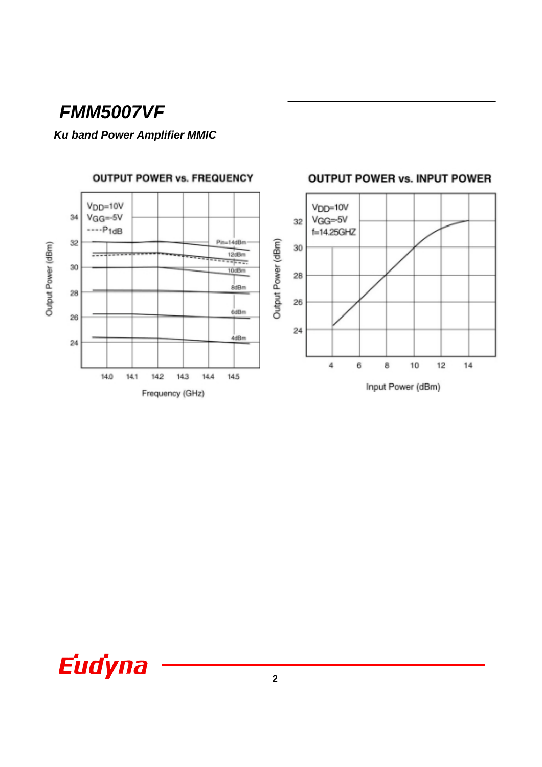# FMM5007VF

***Ku band Power Amplifier MMIC***

**OUTPUT POWER vs. FREQUENCY**

$V_{DD}$=10V
$V_{GG}$=-5V
----$P_{1dB}$

Pin=14dBm, 12dBm, 10dBm, 8dBm, 6dBm, 4dBm

Output Power (dBm): 24, 26, 28, 30, 32, 34

Frequency (GHz): 14.0, 14.1, 14.2, 14.3, 14.4, 14.5

**OUTPUT POWER vs. INPUT POWER**

$V_{DD}$=10V
$V_{GG}$=-5V
f=14.25GHZ

Output Power (dBm): 24, 26, 28, 30, 32

Input Power (dBm): 4, 6, 8, 10, 12, 14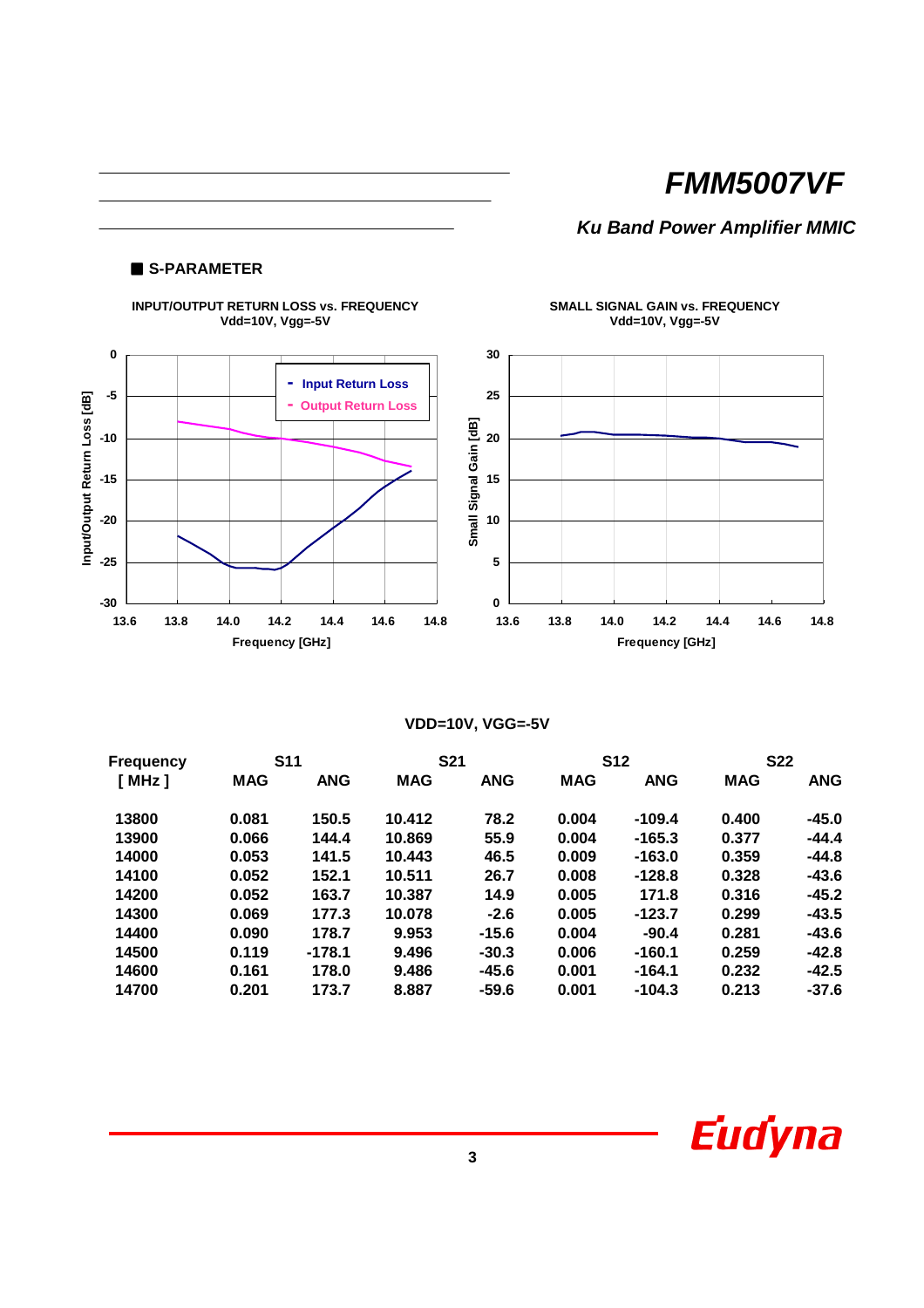# FMM5007VF

## *Ku Band Power Amplifier MMIC*

### ■ S-PARAMETER

**INPUT/OUTPUT RETURN LOSS vs. FREQUENCY**
**Vdd=10V, Vgg=-5V**

**SMALL SIGNAL GAIN vs. FREQUENCY**
**Vdd=10V, Vgg=-5V**

**VDD=10V, VGG=-5V**

| Frequency | S11 | | S21 | | S12 | | S22 | |
|---|---|---|---|---|---|---|---|---|
| [ MHz ] | MAG | ANG | MAG | ANG | MAG | ANG | MAG | ANG |
| 13800 | 0.081 | 150.5 | 10.412 | 78.2 | 0.004 | -109.4 | 0.400 | -45.0 |
| 13900 | 0.066 | 144.4 | 10.869 | 55.9 | 0.004 | -165.3 | 0.377 | -44.4 |
| 14000 | 0.053 | 141.5 | 10.443 | 46.5 | 0.009 | -163.0 | 0.359 | -44.8 |
| 14100 | 0.052 | 152.1 | 10.511 | 26.7 | 0.008 | -128.8 | 0.328 | -43.6 |
| 14200 | 0.052 | 163.7 | 10.387 | 14.9 | 0.005 | 171.8 | 0.316 | -45.2 |
| 14300 | 0.069 | 177.3 | 10.078 | -2.6 | 0.005 | -123.7 | 0.299 | -43.5 |
| 14400 | 0.090 | 178.7 | 9.953 | -15.6 | 0.004 | -90.4 | 0.281 | -43.6 |
| 14500 | 0.119 | -178.1 | 9.496 | -30.3 | 0.006 | -160.1 | 0.259 | -42.8 |
| 14600 | 0.161 | 178.0 | 9.486 | -45.6 | 0.001 | -164.1 | 0.232 | -42.5 |
| 14700 | 0.201 | 173.7 | 8.887 | -59.6 | 0.001 | -104.3 | 0.213 | -37.6 |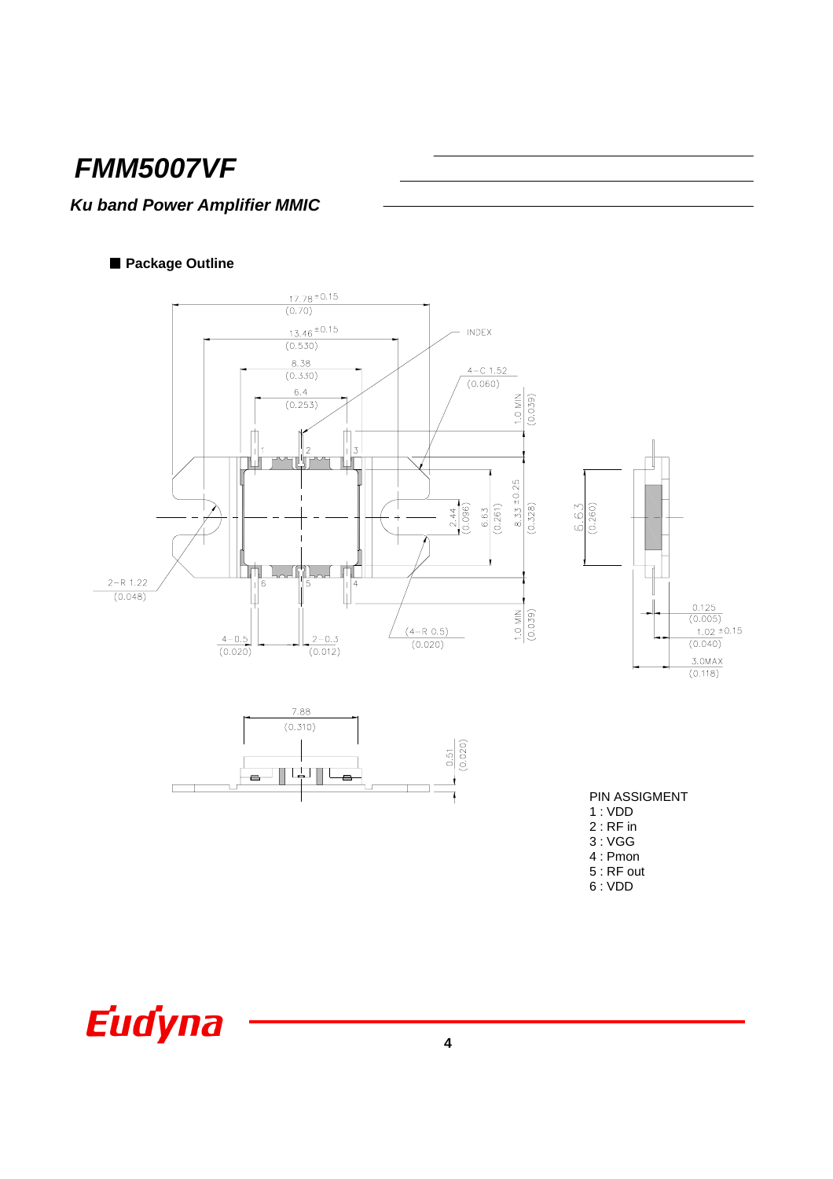# FMM5007VF

***Ku band Power Amplifier MMIC***

■ **Package Outline**

PIN ASSIGMENT
1 : VDD
2 : RF in
3 : VGG
4 : Pmon
5 : RF out
6 : VDD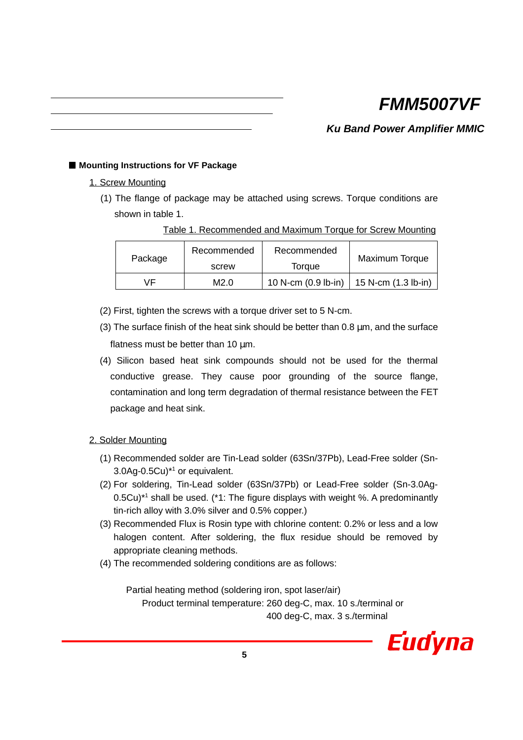■ **Mounting Instructions for VF Package**

1. Screw Mounting

(1) The flange of package may be attached using screws. Torque conditions are shown in table 1.

Table 1. Recommended and Maximum Torque for Screw Mounting

| Package | Recommended screw | Recommended Torque | Maximum Torque |
|---|---|---|---|
| VF | M2.0 | 10 N-cm (0.9 lb-in) | 15 N-cm (1.3 lb-in) |

(2) First, tighten the screws with a torque driver set to 5 N-cm.

(3) The surface finish of the heat sink should be better than 0.8 µm, and the surface flatness must be better than 10 µm.

(4) Silicon based heat sink compounds should not be used for the thermal conductive grease. They cause poor grounding of the source flange, contamination and long term degradation of thermal resistance between the FET package and heat sink.

2. Solder Mounting

(1) Recommended solder are Tin-Lead solder (63Sn/37Pb), Lead-Free solder (Sn-3.0Ag-0.5Cu)*[1] or equivalent.

(2) For soldering, Tin-Lead solder (63Sn/37Pb) or Lead-Free solder (Sn-3.0Ag-0.5Cu)*[1] shall be used. (*1: The figure displays with weight %. A predominantly tin-rich alloy with 3.0% silver and 0.5% copper.)

(3) Recommended Flux is Rosin type with chlorine content: 0.2% or less and a low halogen content. After soldering, the flux residue should be removed by appropriate cleaning methods.

(4) The recommended soldering conditions are as follows:

Partial heating method (soldering iron, spot laser/air)
Product terminal temperature: 260 deg-C, max. 10 s./terminal or
400 deg-C, max. 3 s./terminal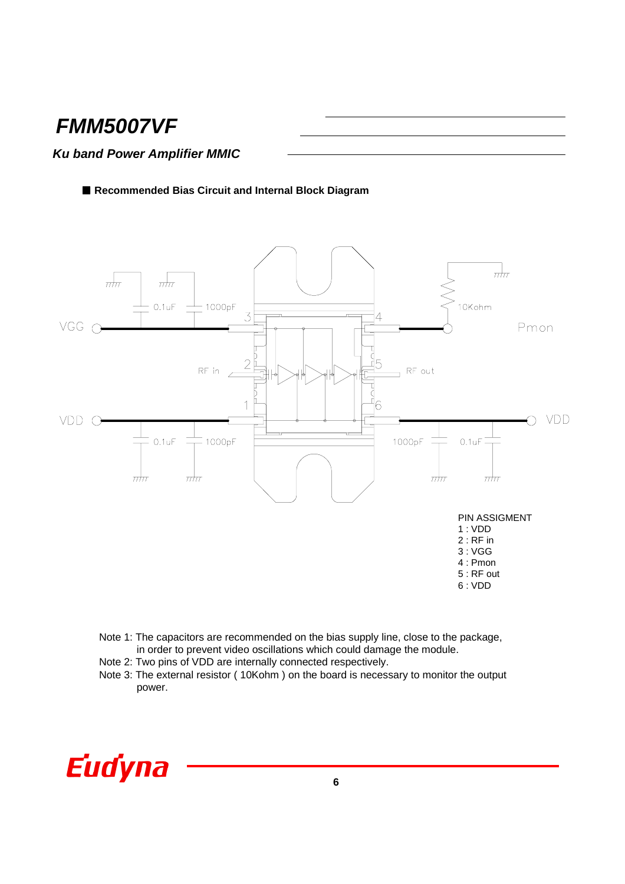# FMM5007VF

***Ku band Power Amplifier MMIC***

## ■ Recommended Bias Circuit and Internal Block Diagram

VGG, 0.1uF, 1000pF, 3, 4, 10Kohm, Pmon, RF in, 2, 5, RF out, 1, 6, VDD, 0.1uF, 1000pF, 1000pF, 0.1uF, VDD

PIN ASSIGMENT
1 : VDD
2 : RF in
3 : VGG
4 : Pmon
5 : RF out
6 : VDD

Note 1: The capacitors are recommended on the bias supply line, close to the package, in order to prevent video oscillations which could damage the module.

Note 2: Two pins of VDD are internally connected respectively.

Note 3: The external resistor ( 10Kohm ) on the board is necessary to monitor the output power.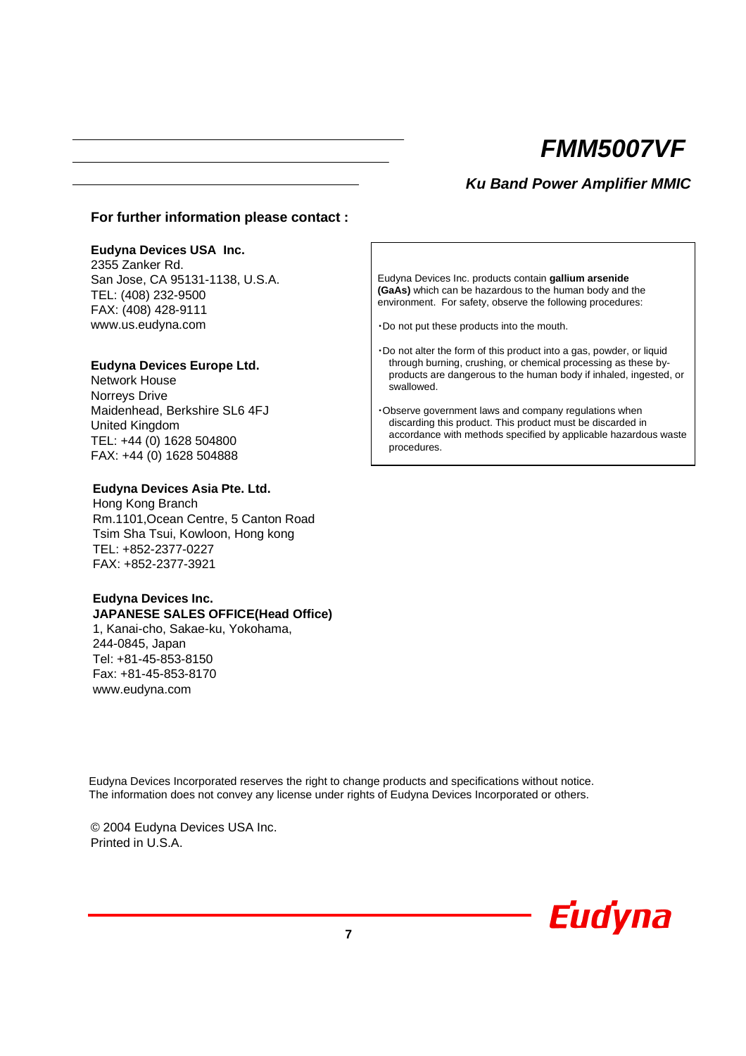# FMM5007VF

### *Ku Band Power Amplifier MMIC*

**For further information please contact :**

**Eudyna Devices USA Inc.**
2355 Zanker Rd.
San Jose, CA 95131-1138, U.S.A.
TEL: (408) 232-9500
FAX: (408) 428-9111
www.us.eudyna.com

**Eudyna Devices Europe Ltd.**
Network House
Norreys Drive
Maidenhead, Berkshire SL6 4FJ
United Kingdom
TEL: +44 (0) 1628 504800
FAX: +44 (0) 1628 504888

**Eudyna Devices Asia Pte. Ltd.**
Hong Kong Branch
Rm.1101,Ocean Centre, 5 Canton Road
Tsim Sha Tsui, Kowloon, Hong kong
TEL: +852-2377-0227
FAX: +852-2377-3921

**Eudyna Devices Inc.**
**JAPANESE SALES OFFICE(Head Office)**
1, Kanai-cho, Sakae-ku, Yokohama,
244-0845, Japan
Tel: +81-45-853-8150
Fax: +81-45-853-8170
www.eudyna.com

Eudyna Devices Inc. products contain **gallium arsenide (GaAs)** which can be hazardous to the human body and the environment. For safety, observe the following procedures:

- Do not put these products into the mouth.
- Do not alter the form of this product into a gas, powder, or liquid through burning, crushing, or chemical processing as these by-products are dangerous to the human body if inhaled, ingested, or swallowed.
- Observe government laws and company regulations when discarding this product. This product must be discarded in accordance with methods specified by applicable hazardous waste procedures.

Eudyna Devices Incorporated reserves the right to change products and specifications without notice.
The information does not convey any license under rights of Eudyna Devices Incorporated or others.

© 2004 Eudyna Devices USA Inc.
Printed in U.S.A.

Eudyna